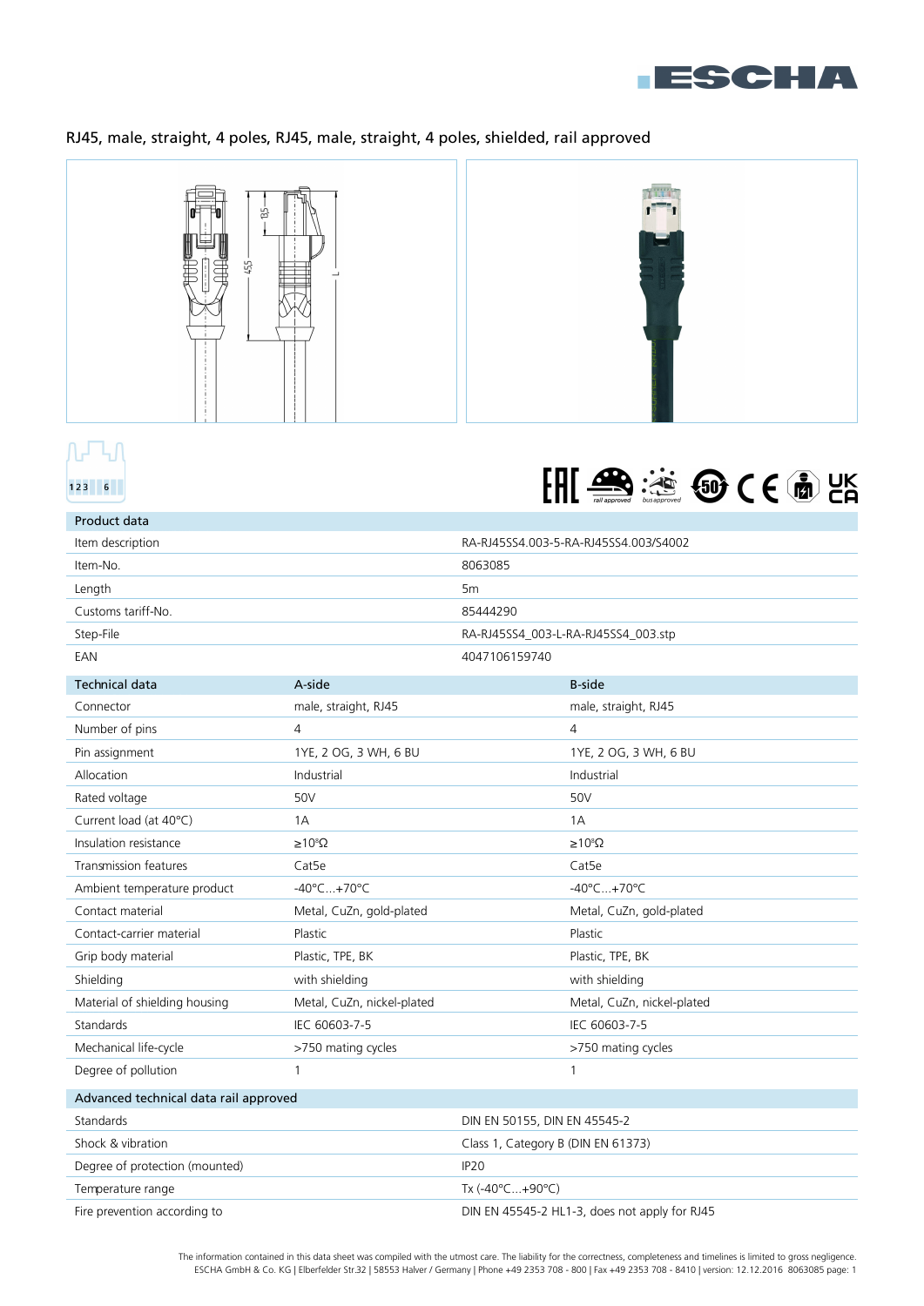RJ45, male, straight, 4 poles, RJ45, male, straight, 4 poles, shielded, rail approved

| Product data | |
|---|---|
| Item description | RA-RJ45SS4.003-5-RA-RJ45SS4.003/S4002 |
| Item-No. | 8063085 |
| Length | 5m |
| Customs tariff-No. | 85444290 |
| Step-File | RA-RJ45SS4_003-L-RA-RJ45SS4_003.stp |
| EAN | 4047106159740 |

| Technical data | A-side | B-side |
|---|---|---|
| Connector | male, straight, RJ45 | male, straight, RJ45 |
| Number of pins | 4 | 4 |
| Pin assignment | 1YE, 2 OG, 3 WH, 6 BU | 1YE, 2 OG, 3 WH, 6 BU |
| Allocation | Industrial | Industrial |
| Rated voltage | 50V | 50V |
| Current load (at 40°C) | 1A | 1A |
| Insulation resistance | $\geq 10^{8}\Omega$ | $\geq 10^{8}\Omega$ |
| Transmission features | Cat5e | Cat5e |
| Ambient temperature product | -40°C...+70°C | -40°C...+70°C |
| Contact material | Metal, CuZn, gold-plated | Metal, CuZn, gold-plated |
| Contact-carrier material | Plastic | Plastic |
| Grip body material | Plastic, TPE, BK | Plastic, TPE, BK |
| Shielding | with shielding | with shielding |
| Material of shielding housing | Metal, CuZn, nickel-plated | Metal, CuZn, nickel-plated |
| Standards | IEC 60603-7-5 | IEC 60603-7-5 |
| Mechanical life-cycle | >750 mating cycles | >750 mating cycles |
| Degree of pollution | 1 | 1 |

| Advanced technical data rail approved | |
|---|---|
| Standards | DIN EN 50155, DIN EN 45545-2 |
| Shock & vibration | Class 1, Category B (DIN EN 61373) |
| Degree of protection (mounted) | IP20 |
| Temperature range | Tx (-40°C...+90°C) |
| Fire prevention according to | DIN EN 45545-2 HL1-3, does not apply for RJ45 |

The information contained in this data sheet was compiled with the utmost care. The liability for the correctness, completeness and timelines is limited to gross negligence.
ESCHA GmbH & Co. KG | Elberfelder Str.32 | 58553 Halver / Germany | Phone +49 2353 708 - 800 | Fax +49 2353 708 - 8410 | version: 12.12.2016 8063085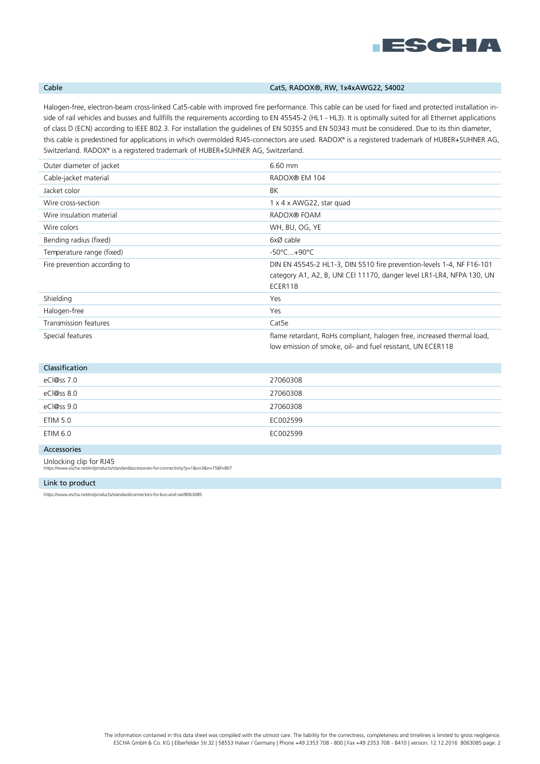| Cable | Cat5, RADOX®, RW, 1x4xAWG22, S4002 |
|---|---|

Halogen-free, electron-beam cross-linked Cat5-cable with improved fire performance. This cable can be used for fixed and protected installation inside of rail vehicles and busses and fullfills the requirements according to EN 45545-2 (HL1 - HL3). It is optimally suited for all Ethernet applications of class D (ECN) according to IEEE 802.3. For installation the guidelines of EN 50355 and EN 50343 must be considered. Due to its thin diameter, this cable is predestined for applications in which overmolded RJ45-connectors are used. RADOX® is a registered trademark of HUBER+SUHNER AG, Switzerland. RADOX® is a registered trademark of HUBER+SUHNER AG, Switzerland.

| | |
|---|---|
| Outer diameter of jacket | 6.60 mm |
| Cable-jacket material | RADOX® EM 104 |
| Jacket color | BK |
| Wire cross-section | 1 x 4 x AWG22, star quad |
| Wire insulation material | RADOX® FOAM |
| Wire colors | WH, BU, OG, YE |
| Bending radius (fixed) | 6xØ cable |
| Temperature range (fixed) | -50°C...+90°C |
| Fire prevention according to | DIN EN 45545-2 HL1-3, DIN 5510 fire prevention-levels 1-4, NF F16-101 category A1, A2, B, UNI CEI 11170, danger level LR1-LR4, NFPA 130, UN ECER118 |
| Shielding | Yes |
| Halogen-free | Yes |
| Transmission features | Cat5e |
| Special features | flame retardant, RoHs compliant, halogen free, increased thermal load, low emission of smoke, oil- and fuel resistant, UN ECER118 |

## Classification

| | |
|---|---|
| eCl@ss 7.0 | 27060308 |
| eCl@ss 8.0 | 27060308 |
| eCl@ss 9.0 | 27060308 |
| ETIM 5.0 | EC002599 |
| ETIM 6.0 | EC002599 |

## Accessories

Unlocking clip for RJ45
https://www.escha.net/en/products/standard/accessories-for-connectivity?p=1&o=3&n=15&f=807

## Link to product

https://www.escha.net/en/products/standard/connectors-for-bus-and-rail/8063085

The information contained in this data sheet was compiled with the utmost care. The liability for the correctness, completeness and timelines is limited to gross negligence.
ESCHA GmbH & Co. KG | Elberfelder Str.32 | 58553 Halver / Germany | Phone +49 2353 708 - 800 | Fax +49 2353 708 - 8410 | version: 12.12.2016 8063085